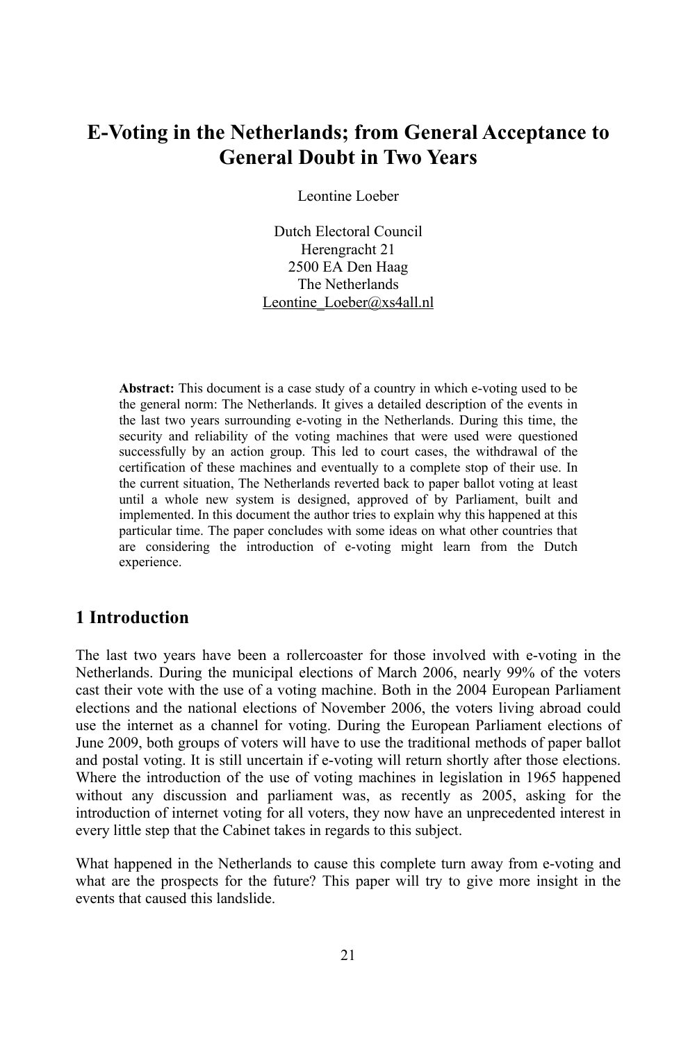# E-Voting in the Netherlands; from General Acceptance to General Doubt in Two Years

Leontine Loeber

Dutch Electoral Council
Herengracht 21
2500 EA Den Haag
The Netherlands
Leontine_Loeber@xs4all.nl

**Abstract:** This document is a case study of a country in which e-voting used to be the general norm: The Netherlands. It gives a detailed description of the events in the last two years surrounding e-voting in the Netherlands. During this time, the security and reliability of the voting machines that were used were questioned successfully by an action group. This led to court cases, the withdrawal of the certification of these machines and eventually to a complete stop of their use. In the current situation, The Netherlands reverted back to paper ballot voting at least until a whole new system is designed, approved of by Parliament, built and implemented. In this document the author tries to explain why this happened at this particular time. The paper concludes with some ideas on what other countries that are considering the introduction of e-voting might learn from the Dutch experience.

## 1 Introduction

The last two years have been a rollercoaster for those involved with e-voting in the Netherlands. During the municipal elections of March 2006, nearly 99% of the voters cast their vote with the use of a voting machine. Both in the 2004 European Parliament elections and the national elections of November 2006, the voters living abroad could use the internet as a channel for voting. During the European Parliament elections of June 2009, both groups of voters will have to use the traditional methods of paper ballot and postal voting. It is still uncertain if e-voting will return shortly after those elections. Where the introduction of the use of voting machines in legislation in 1965 happened without any discussion and parliament was, as recently as 2005, asking for the introduction of internet voting for all voters, they now have an unprecedented interest in every little step that the Cabinet takes in regards to this subject.

What happened in the Netherlands to cause this complete turn away from e-voting and what are the prospects for the future? This paper will try to give more insight in the events that caused this landslide.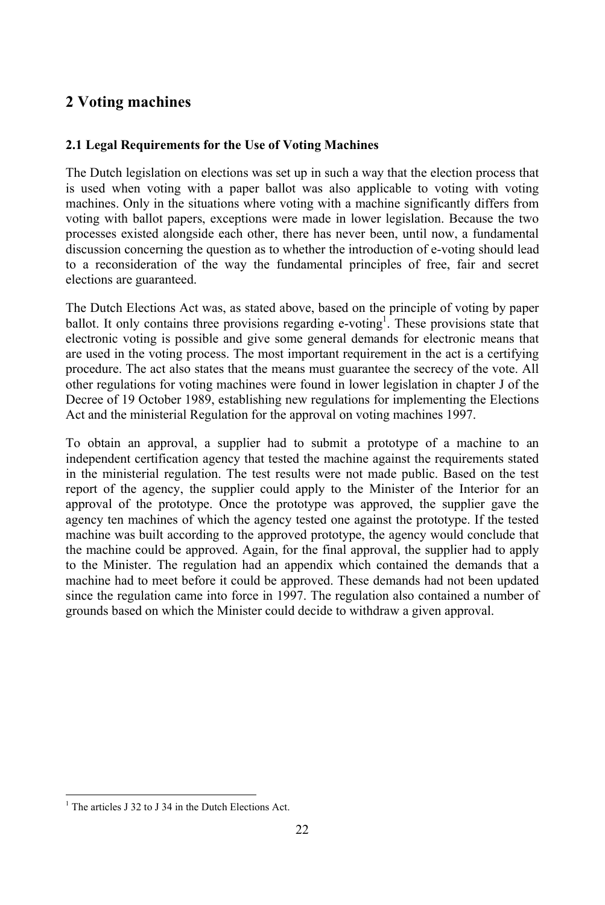# 2 Voting machines

## 2.1 Legal Requirements for the Use of Voting Machines

The Dutch legislation on elections was set up in such a way that the election process that is used when voting with a paper ballot was also applicable to voting with voting machines. Only in the situations where voting with a machine significantly differs from voting with ballot papers, exceptions were made in lower legislation. Because the two processes existed alongside each other, there has never been, until now, a fundamental discussion concerning the question as to whether the introduction of e-voting should lead to a reconsideration of the way the fundamental principles of free, fair and secret elections are guaranteed.

The Dutch Elections Act was, as stated above, based on the principle of voting by paper ballot. It only contains three provisions regarding e-voting[1]. These provisions state that electronic voting is possible and give some general demands for electronic means that are used in the voting process. The most important requirement in the act is a certifying procedure. The act also states that the means must guarantee the secrecy of the vote. All other regulations for voting machines were found in lower legislation in chapter J of the Decree of 19 October 1989, establishing new regulations for implementing the Elections Act and the ministerial Regulation for the approval on voting machines 1997.

To obtain an approval, a supplier had to submit a prototype of a machine to an independent certification agency that tested the machine against the requirements stated in the ministerial regulation. The test results were not made public. Based on the test report of the agency, the supplier could apply to the Minister of the Interior for an approval of the prototype. Once the prototype was approved, the supplier gave the agency ten machines of which the agency tested one against the prototype. If the tested machine was built according to the approved prototype, the agency would conclude that the machine could be approved. Again, for the final approval, the supplier had to apply to the Minister. The regulation had an appendix which contained the demands that a machine had to meet before it could be approved. These demands had not been updated since the regulation came into force in 1997. The regulation also contained a number of grounds based on which the Minister could decide to withdraw a given approval.

[1] The articles J 32 to J 34 in the Dutch Elections Act.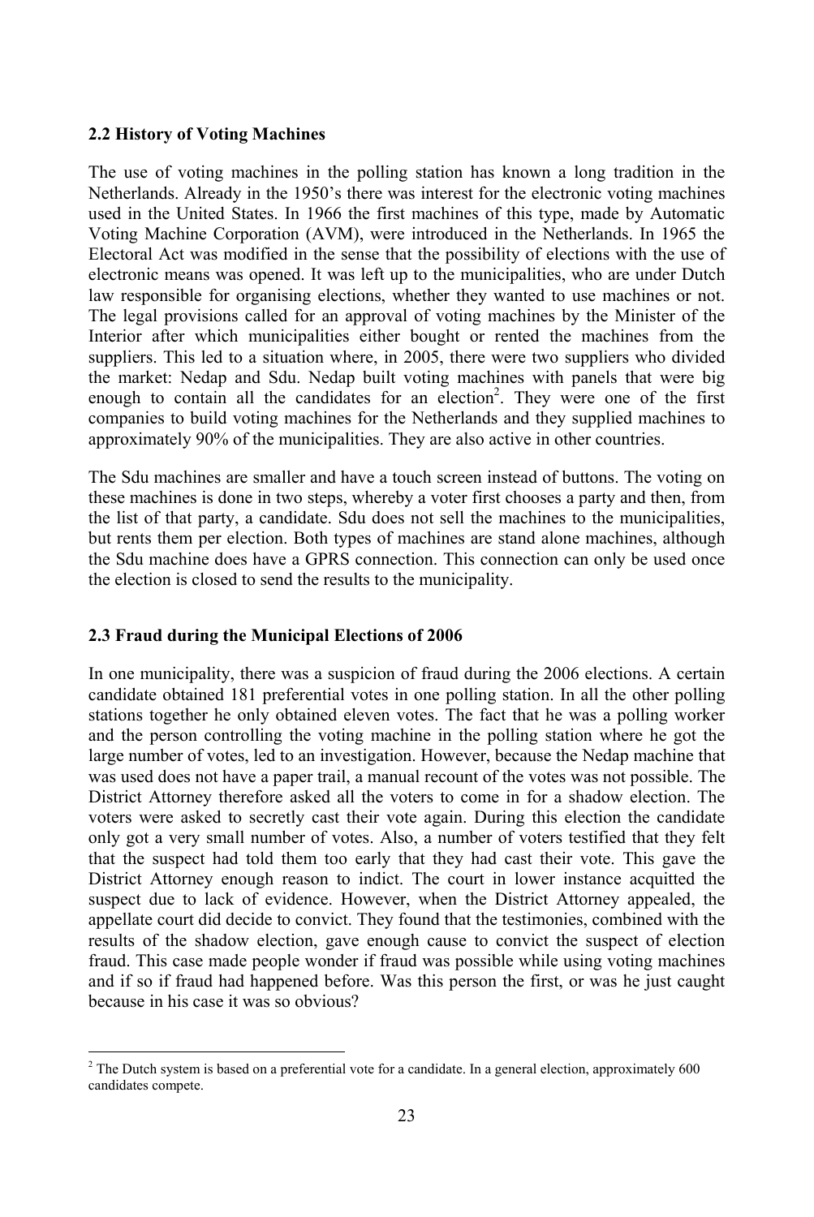## 2.2 History of Voting Machines

The use of voting machines in the polling station has known a long tradition in the Netherlands. Already in the 1950's there was interest for the electronic voting machines used in the United States. In 1966 the first machines of this type, made by Automatic Voting Machine Corporation (AVM), were introduced in the Netherlands. In 1965 the Electoral Act was modified in the sense that the possibility of elections with the use of electronic means was opened. It was left up to the municipalities, who are under Dutch law responsible for organising elections, whether they wanted to use machines or not. The legal provisions called for an approval of voting machines by the Minister of the Interior after which municipalities either bought or rented the machines from the suppliers. This led to a situation where, in 2005, there were two suppliers who divided the market: Nedap and Sdu. Nedap built voting machines with panels that were big enough to contain all the candidates for an election[2]. They were one of the first companies to build voting machines for the Netherlands and they supplied machines to approximately 90% of the municipalities. They are also active in other countries.

The Sdu machines are smaller and have a touch screen instead of buttons. The voting on these machines is done in two steps, whereby a voter first chooses a party and then, from the list of that party, a candidate. Sdu does not sell the machines to the municipalities, but rents them per election. Both types of machines are stand alone machines, although the Sdu machine does have a GPRS connection. This connection can only be used once the election is closed to send the results to the municipality.

## 2.3 Fraud during the Municipal Elections of 2006

In one municipality, there was a suspicion of fraud during the 2006 elections. A certain candidate obtained 181 preferential votes in one polling station. In all the other polling stations together he only obtained eleven votes. The fact that he was a polling worker and the person controlling the voting machine in the polling station where he got the large number of votes, led to an investigation. However, because the Nedap machine that was used does not have a paper trail, a manual recount of the votes was not possible. The District Attorney therefore asked all the voters to come in for a shadow election. The voters were asked to secretly cast their vote again. During this election the candidate only got a very small number of votes. Also, a number of voters testified that they felt that the suspect had told them too early that they had cast their vote. This gave the District Attorney enough reason to indict. The court in lower instance acquitted the suspect due to lack of evidence. However, when the District Attorney appealed, the appellate court did decide to convict. They found that the testimonies, combined with the results of the shadow election, gave enough cause to convict the suspect of election fraud. This case made people wonder if fraud was possible while using voting machines and if so if fraud had happened before. Was this person the first, or was he just caught because in his case it was so obvious?

---

[2] The Dutch system is based on a preferential vote for a candidate. In a general election, approximately 600 candidates compete.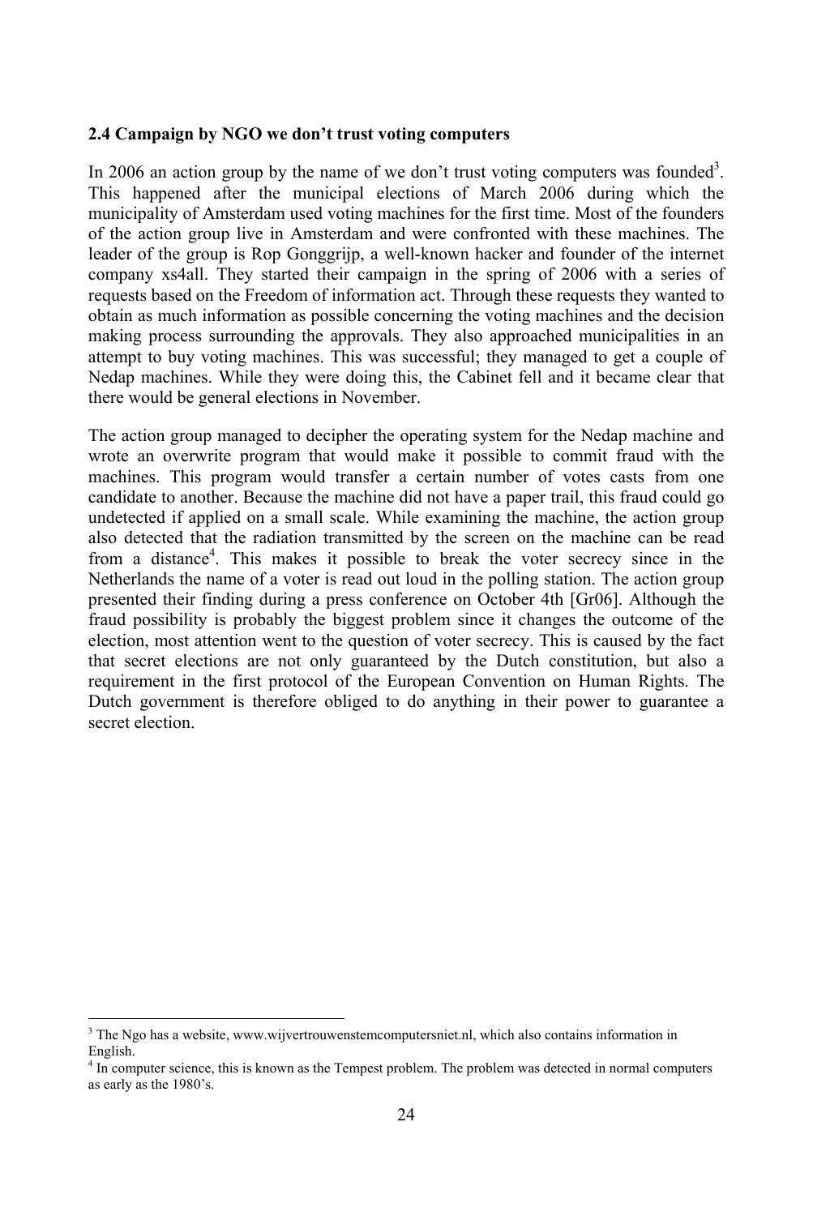### 2.4 Campaign by NGO we don't trust voting computers

In 2006 an action group by the name of we don't trust voting computers was founded[3]. This happened after the municipal elections of March 2006 during which the municipality of Amsterdam used voting machines for the first time. Most of the founders of the action group live in Amsterdam and were confronted with these machines. The leader of the group is Rop Gonggrijp, a well-known hacker and founder of the internet company xs4all. They started their campaign in the spring of 2006 with a series of requests based on the Freedom of information act. Through these requests they wanted to obtain as much information as possible concerning the voting machines and the decision making process surrounding the approvals. They also approached municipalities in an attempt to buy voting machines. This was successful; they managed to get a couple of Nedap machines. While they were doing this, the Cabinet fell and it became clear that there would be general elections in November.

The action group managed to decipher the operating system for the Nedap machine and wrote an overwrite program that would make it possible to commit fraud with the machines. This program would transfer a certain number of votes casts from one candidate to another. Because the machine did not have a paper trail, this fraud could go undetected if applied on a small scale. While examining the machine, the action group also detected that the radiation transmitted by the screen on the machine can be read from a distance[4]. This makes it possible to break the voter secrecy since in the Netherlands the name of a voter is read out loud in the polling station. The action group presented their finding during a press conference on October 4th [Gr06]. Although the fraud possibility is probably the biggest problem since it changes the outcome of the election, most attention went to the question of voter secrecy. This is caused by the fact that secret elections are not only guaranteed by the Dutch constitution, but also a requirement in the first protocol of the European Convention on Human Rights. The Dutch government is therefore obliged to do anything in their power to guarantee a secret election.

---

[3] The Ngo has a website, www.wijvertrouwenstemcomputersniet.nl, which also contains information in English.

[4] In computer science, this is known as the Tempest problem. The problem was detected in normal computers as early as the 1980's.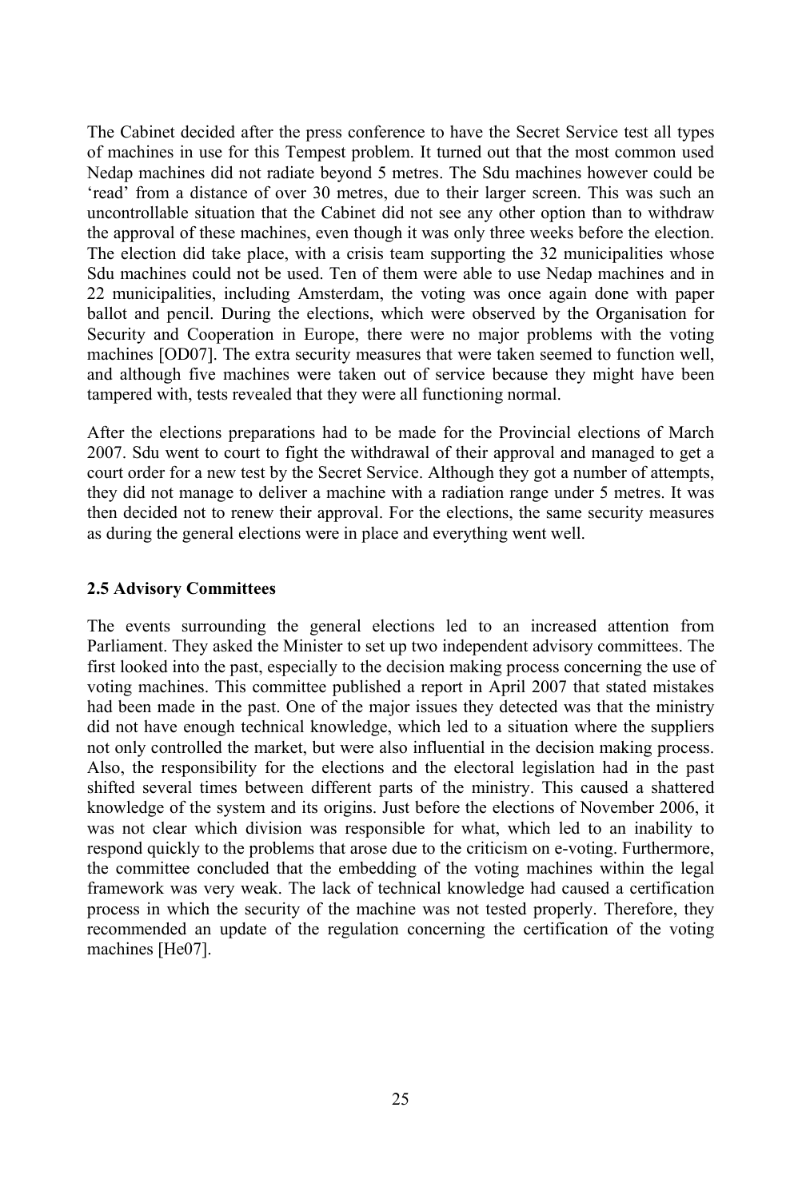The Cabinet decided after the press conference to have the Secret Service test all types of machines in use for this Tempest problem. It turned out that the most common used Nedap machines did not radiate beyond 5 metres. The Sdu machines however could be 'read' from a distance of over 30 metres, due to their larger screen. This was such an uncontrollable situation that the Cabinet did not see any other option than to withdraw the approval of these machines, even though it was only three weeks before the election. The election did take place, with a crisis team supporting the 32 municipalities whose Sdu machines could not be used. Ten of them were able to use Nedap machines and in 22 municipalities, including Amsterdam, the voting was once again done with paper ballot and pencil. During the elections, which were observed by the Organisation for Security and Cooperation in Europe, there were no major problems with the voting machines [OD07]. The extra security measures that were taken seemed to function well, and although five machines were taken out of service because they might have been tampered with, tests revealed that they were all functioning normal.

After the elections preparations had to be made for the Provincial elections of March 2007. Sdu went to court to fight the withdrawal of their approval and managed to get a court order for a new test by the Secret Service. Although they got a number of attempts, they did not manage to deliver a machine with a radiation range under 5 metres. It was then decided not to renew their approval. For the elections, the same security measures as during the general elections were in place and everything went well.

### 2.5 Advisory Committees

The events surrounding the general elections led to an increased attention from Parliament. They asked the Minister to set up two independent advisory committees. The first looked into the past, especially to the decision making process concerning the use of voting machines. This committee published a report in April 2007 that stated mistakes had been made in the past. One of the major issues they detected was that the ministry did not have enough technical knowledge, which led to a situation where the suppliers not only controlled the market, but were also influential in the decision making process. Also, the responsibility for the elections and the electoral legislation had in the past shifted several times between different parts of the ministry. This caused a shattered knowledge of the system and its origins. Just before the elections of November 2006, it was not clear which division was responsible for what, which led to an inability to respond quickly to the problems that arose due to the criticism on e-voting. Furthermore, the committee concluded that the embedding of the voting machines within the legal framework was very weak. The lack of technical knowledge had caused a certification process in which the security of the machine was not tested properly. Therefore, they recommended an update of the regulation concerning the certification of the voting machines [He07].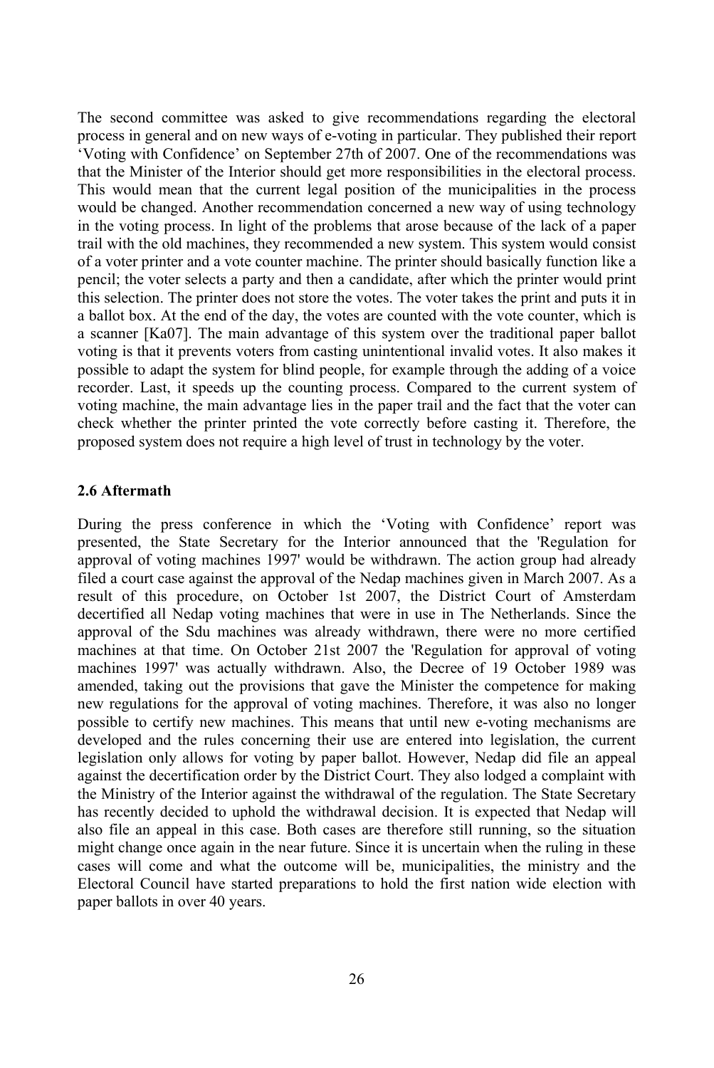The second committee was asked to give recommendations regarding the electoral process in general and on new ways of e-voting in particular. They published their report 'Voting with Confidence' on September 27th of 2007. One of the recommendations was that the Minister of the Interior should get more responsibilities in the electoral process. This would mean that the current legal position of the municipalities in the process would be changed. Another recommendation concerned a new way of using technology in the voting process. In light of the problems that arose because of the lack of a paper trail with the old machines, they recommended a new system. This system would consist of a voter printer and a vote counter machine. The printer should basically function like a pencil; the voter selects a party and then a candidate, after which the printer would print this selection. The printer does not store the votes. The voter takes the print and puts it in a ballot box. At the end of the day, the votes are counted with the vote counter, which is a scanner [Ka07]. The main advantage of this system over the traditional paper ballot voting is that it prevents voters from casting unintentional invalid votes. It also makes it possible to adapt the system for blind people, for example through the adding of a voice recorder. Last, it speeds up the counting process. Compared to the current system of voting machine, the main advantage lies in the paper trail and the fact that the voter can check whether the printer printed the vote correctly before casting it. Therefore, the proposed system does not require a high level of trust in technology by the voter.

### 2.6 Aftermath

During the press conference in which the 'Voting with Confidence' report was presented, the State Secretary for the Interior announced that the 'Regulation for approval of voting machines 1997' would be withdrawn. The action group had already filed a court case against the approval of the Nedap machines given in March 2007. As a result of this procedure, on October 1st 2007, the District Court of Amsterdam decertified all Nedap voting machines that were in use in The Netherlands. Since the approval of the Sdu machines was already withdrawn, there were no more certified machines at that time. On October 21st 2007 the 'Regulation for approval of voting machines 1997' was actually withdrawn. Also, the Decree of 19 October 1989 was amended, taking out the provisions that gave the Minister the competence for making new regulations for the approval of voting machines. Therefore, it was also no longer possible to certify new machines. This means that until new e-voting mechanisms are developed and the rules concerning their use are entered into legislation, the current legislation only allows for voting by paper ballot. However, Nedap did file an appeal against the decertification order by the District Court. They also lodged a complaint with the Ministry of the Interior against the withdrawal of the regulation. The State Secretary has recently decided to uphold the withdrawal decision. It is expected that Nedap will also file an appeal in this case. Both cases are therefore still running, so the situation might change once again in the near future. Since it is uncertain when the ruling in these cases will come and what the outcome will be, municipalities, the ministry and the Electoral Council have started preparations to hold the first nation wide election with paper ballots in over 40 years.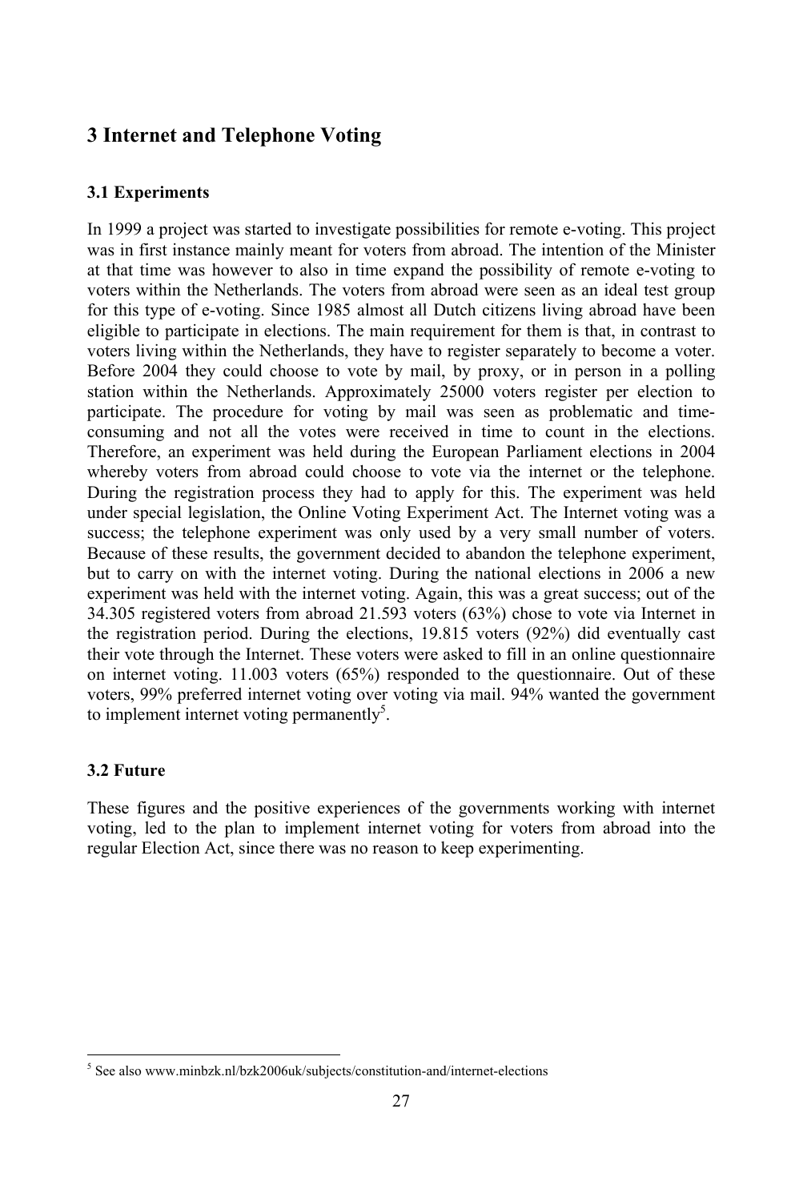# 3 Internet and Telephone Voting

### 3.1 Experiments

In 1999 a project was started to investigate possibilities for remote e-voting. This project was in first instance mainly meant for voters from abroad. The intention of the Minister at that time was however to also in time expand the possibility of remote e-voting to voters within the Netherlands. The voters from abroad were seen as an ideal test group for this type of e-voting. Since 1985 almost all Dutch citizens living abroad have been eligible to participate in elections. The main requirement for them is that, in contrast to voters living within the Netherlands, they have to register separately to become a voter. Before 2004 they could choose to vote by mail, by proxy, or in person in a polling station within the Netherlands. Approximately 25000 voters register per election to participate. The procedure for voting by mail was seen as problematic and time-consuming and not all the votes were received in time to count in the elections. Therefore, an experiment was held during the European Parliament elections in 2004 whereby voters from abroad could choose to vote via the internet or the telephone. During the registration process they had to apply for this. The experiment was held under special legislation, the Online Voting Experiment Act. The Internet voting was a success; the telephone experiment was only used by a very small number of voters. Because of these results, the government decided to abandon the telephone experiment, but to carry on with the internet voting. During the national elections in 2006 a new experiment was held with the internet voting. Again, this was a great success; out of the 34.305 registered voters from abroad 21.593 voters (63%) chose to vote via Internet in the registration period. During the elections, 19.815 voters (92%) did eventually cast their vote through the Internet. These voters were asked to fill in an online questionnaire on internet voting. 11.003 voters (65%) responded to the questionnaire. Out of these voters, 99% preferred internet voting over voting via mail. 94% wanted the government to implement internet voting permanently[5].

### 3.2 Future

These figures and the positive experiences of the governments working with internet voting, led to the plan to implement internet voting for voters from abroad into the regular Election Act, since there was no reason to keep experimenting.

[5] See also www.minbzk.nl/bzk2006uk/subjects/constitution-and/internet-elections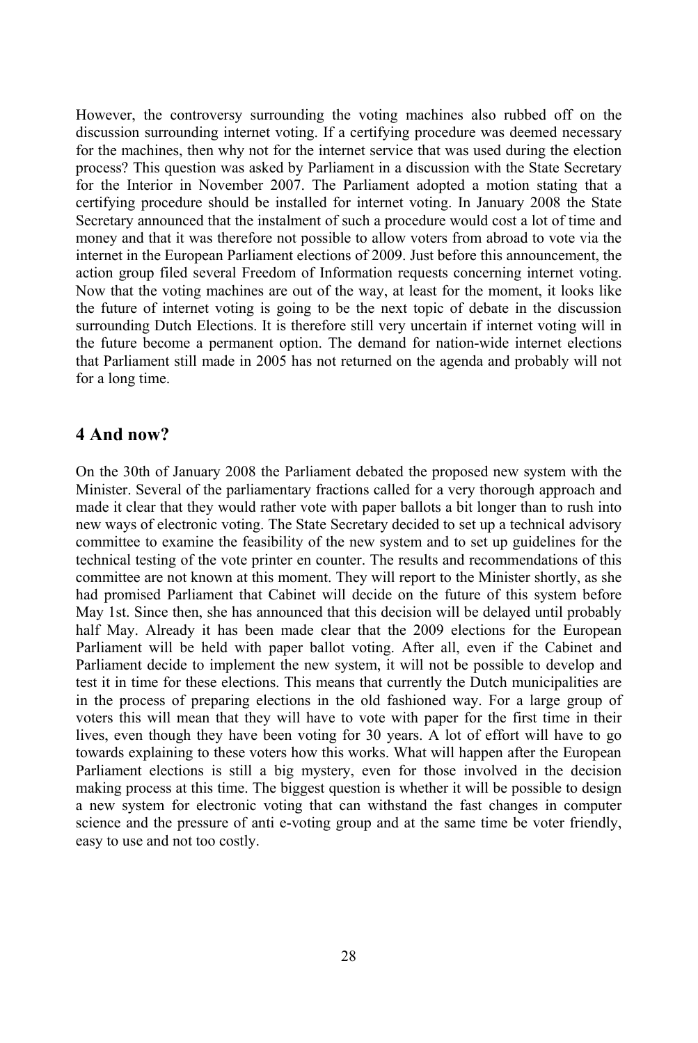However, the controversy surrounding the voting machines also rubbed off on the discussion surrounding internet voting. If a certifying procedure was deemed necessary for the machines, then why not for the internet service that was used during the election process? This question was asked by Parliament in a discussion with the State Secretary for the Interior in November 2007. The Parliament adopted a motion stating that a certifying procedure should be installed for internet voting. In January 2008 the State Secretary announced that the instalment of such a procedure would cost a lot of time and money and that it was therefore not possible to allow voters from abroad to vote via the internet in the European Parliament elections of 2009. Just before this announcement, the action group filed several Freedom of Information requests concerning internet voting. Now that the voting machines are out of the way, at least for the moment, it looks like the future of internet voting is going to be the next topic of debate in the discussion surrounding Dutch Elections. It is therefore still very uncertain if internet voting will in the future become a permanent option. The demand for nation-wide internet elections that Parliament still made in 2005 has not returned on the agenda and probably will not for a long time.

## 4 And now?

On the 30th of January 2008 the Parliament debated the proposed new system with the Minister. Several of the parliamentary fractions called for a very thorough approach and made it clear that they would rather vote with paper ballots a bit longer than to rush into new ways of electronic voting. The State Secretary decided to set up a technical advisory committee to examine the feasibility of the new system and to set up guidelines for the technical testing of the vote printer en counter. The results and recommendations of this committee are not known at this moment. They will report to the Minister shortly, as she had promised Parliament that Cabinet will decide on the future of this system before May 1st. Since then, she has announced that this decision will be delayed until probably half May. Already it has been made clear that the 2009 elections for the European Parliament will be held with paper ballot voting. After all, even if the Cabinet and Parliament decide to implement the new system, it will not be possible to develop and test it in time for these elections. This means that currently the Dutch municipalities are in the process of preparing elections in the old fashioned way. For a large group of voters this will mean that they will have to vote with paper for the first time in their lives, even though they have been voting for 30 years. A lot of effort will have to go towards explaining to these voters how this works. What will happen after the European Parliament elections is still a big mystery, even for those involved in the decision making process at this time. The biggest question is whether it will be possible to design a new system for electronic voting that can withstand the fast changes in computer science and the pressure of anti e-voting group and at the same time be voter friendly, easy to use and not too costly.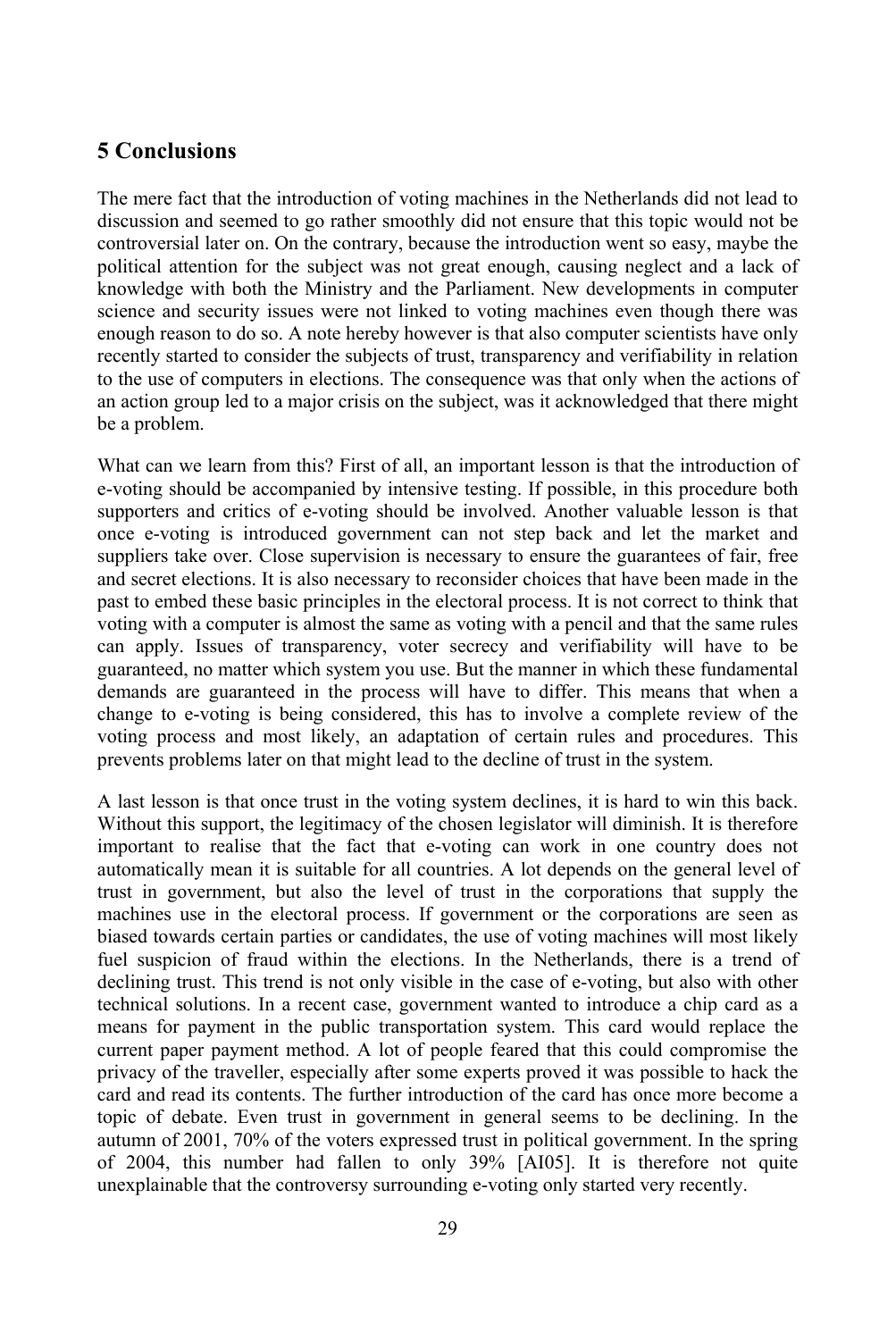## 5 Conclusions

The mere fact that the introduction of voting machines in the Netherlands did not lead to discussion and seemed to go rather smoothly did not ensure that this topic would not be controversial later on. On the contrary, because the introduction went so easy, maybe the political attention for the subject was not great enough, causing neglect and a lack of knowledge with both the Ministry and the Parliament. New developments in computer science and security issues were not linked to voting machines even though there was enough reason to do so. A note hereby however is that also computer scientists have only recently started to consider the subjects of trust, transparency and verifiability in relation to the use of computers in elections. The consequence was that only when the actions of an action group led to a major crisis on the subject, was it acknowledged that there might be a problem.

What can we learn from this? First of all, an important lesson is that the introduction of e-voting should be accompanied by intensive testing. If possible, in this procedure both supporters and critics of e-voting should be involved. Another valuable lesson is that once e-voting is introduced government can not step back and let the market and suppliers take over. Close supervision is necessary to ensure the guarantees of fair, free and secret elections. It is also necessary to reconsider choices that have been made in the past to embed these basic principles in the electoral process. It is not correct to think that voting with a computer is almost the same as voting with a pencil and that the same rules can apply. Issues of transparency, voter secrecy and verifiability will have to be guaranteed, no matter which system you use. But the manner in which these fundamental demands are guaranteed in the process will have to differ. This means that when a change to e-voting is being considered, this has to involve a complete review of the voting process and most likely, an adaptation of certain rules and procedures. This prevents problems later on that might lead to the decline of trust in the system.

A last lesson is that once trust in the voting system declines, it is hard to win this back. Without this support, the legitimacy of the chosen legislator will diminish. It is therefore important to realise that the fact that e-voting can work in one country does not automatically mean it is suitable for all countries. A lot depends on the general level of trust in government, but also the level of trust in the corporations that supply the machines use in the electoral process. If government or the corporations are seen as biased towards certain parties or candidates, the use of voting machines will most likely fuel suspicion of fraud within the elections. In the Netherlands, there is a trend of declining trust. This trend is not only visible in the case of e-voting, but also with other technical solutions. In a recent case, government wanted to introduce a chip card as a means for payment in the public transportation system. This card would replace the current paper payment method. A lot of people feared that this could compromise the privacy of the traveller, especially after some experts proved it was possible to hack the card and read its contents. The further introduction of the card has once more become a topic of debate. Even trust in government in general seems to be declining. In the autumn of 2001, 70% of the voters expressed trust in political government. In the spring of 2004, this number had fallen to only 39% [AI05]. It is therefore not quite unexplainable that the controversy surrounding e-voting only started very recently.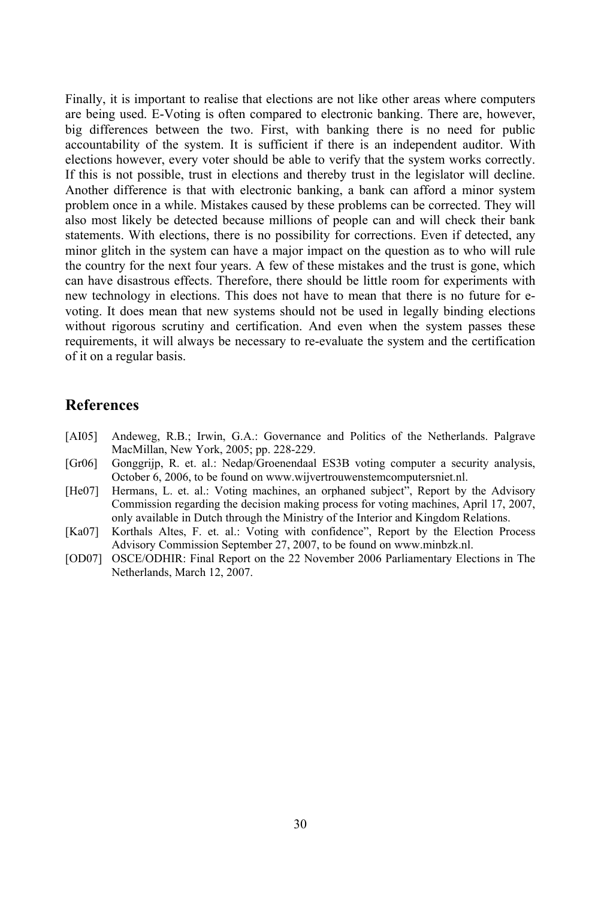Finally, it is important to realise that elections are not like other areas where computers are being used. E-Voting is often compared to electronic banking. There are, however, big differences between the two. First, with banking there is no need for public accountability of the system. It is sufficient if there is an independent auditor. With elections however, every voter should be able to verify that the system works correctly. If this is not possible, trust in elections and thereby trust in the legislator will decline. Another difference is that with electronic banking, a bank can afford a minor system problem once in a while. Mistakes caused by these problems can be corrected. They will also most likely be detected because millions of people can and will check their bank statements. With elections, there is no possibility for corrections. Even if detected, any minor glitch in the system can have a major impact on the question as to who will rule the country for the next four years. A few of these mistakes and the trust is gone, which can have disastrous effects. Therefore, there should be little room for experiments with new technology in elections. This does not have to mean that there is no future for e-voting. It does mean that new systems should not be used in legally binding elections without rigorous scrutiny and certification. And even when the system passes these requirements, it will always be necessary to re-evaluate the system and the certification of it on a regular basis.

## References

[AI05] Andeweg, R.B.; Irwin, G.A.: Governance and Politics of the Netherlands. Palgrave MacMillan, New York, 2005; pp. 228-229.

[Gr06] Gonggrijp, R. et. al.: Nedap/Groenendaal ES3B voting computer a security analysis, October 6, 2006, to be found on www.wijvertrouwenstemcomputersniet.nl.

[He07] Hermans, L. et. al.: Voting machines, an orphaned subject", Report by the Advisory Commission regarding the decision making process for voting machines, April 17, 2007, only available in Dutch through the Ministry of the Interior and Kingdom Relations.

[Ka07] Korthals Altes, F. et. al.: Voting with confidence", Report by the Election Process Advisory Commission September 27, 2007, to be found on www.minbzk.nl.

[OD07] OSCE/ODHIR: Final Report on the 22 November 2006 Parliamentary Elections in The Netherlands, March 12, 2007.